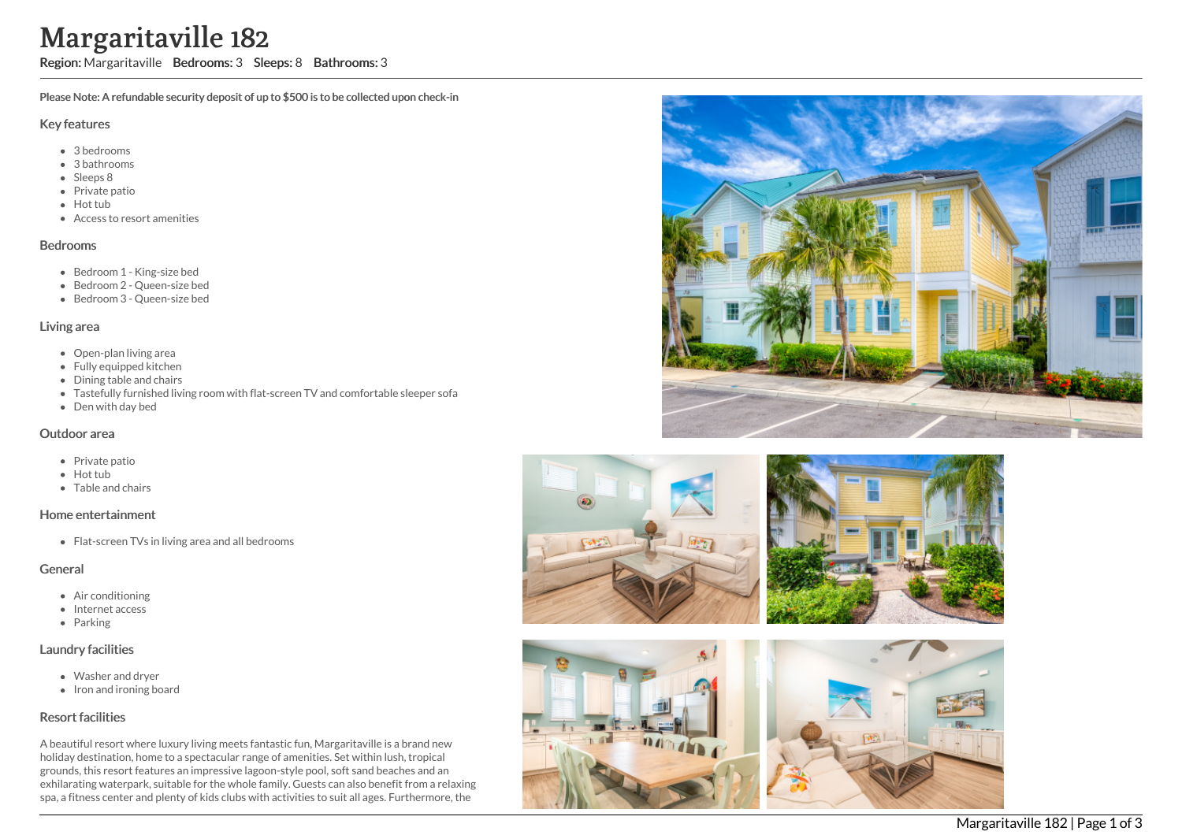# Margaritaville 182

**Region:** Margaritaville **Bedrooms:** 3 **Sleeps:** 8 **Bathrooms:** 3

**Please Note: A refundable security deposit of up to $500 is to be collected upon check-in**

## Key features

- 3 bedrooms
- 3 bathrooms
- Sleeps 8
- Private patio
- Hot tub
- Access to resort amenities

## Bedrooms

- Bedroom 1 - King-size bed
- Bedroom 2 - Queen-size bed
- Bedroom 3 - Queen-size bed

## Living area

- Open-plan living area
- Fully equipped kitchen
- Dining table and chairs
- Tastefully furnished living room with flat-screen TV and comfortable sleeper sofa
- Den with day bed

## Outdoor area

- Private patio
- Hot tub
- Table and chairs

## Home entertainment

- Flat-screen TVs in living area and all bedrooms

## General

- Air conditioning
- Internet access
- Parking

## Laundry facilities

- Washer and dryer
- Iron and ironing board

## Resort facilities

A beautiful resort where luxury living meets fantastic fun, Margaritaville is a brand new holiday destination, home to a spectacular range of amenities. Set within lush, tropical grounds, this resort features an impressive lagoon-style pool, soft sand beaches and an exhilarating waterpark, suitable for the whole family. Guests can also benefit from a relaxing spa, a fitness center and plenty of kids clubs with activities to suit all ages. Furthermore, the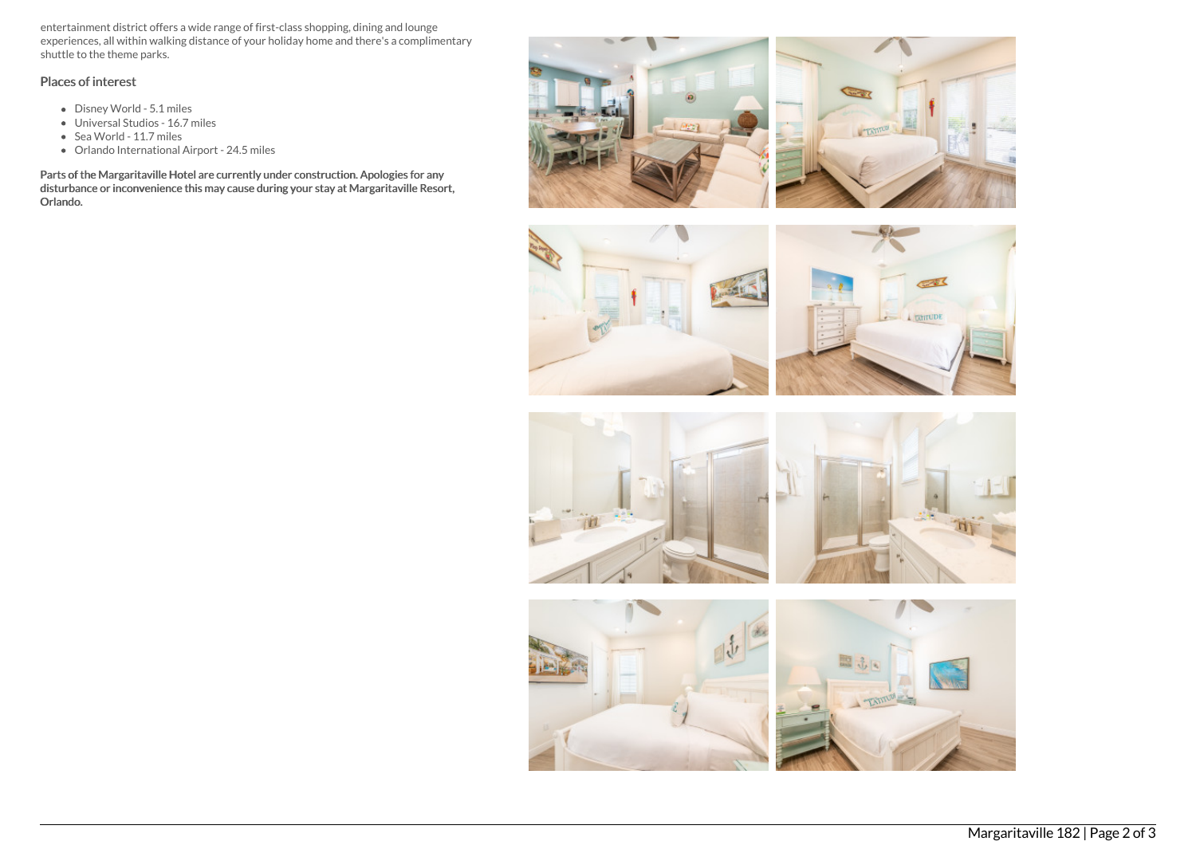entertainment district offers a wide range of first-class shopping, dining and lounge experiences, all within walking distance of your holiday home and there's a complimentary shuttle to the theme parks.

## Places of interest

- Disney World - 5.1 miles
- Universal Studios - 16.7 miles
- Sea World - 11.7 miles
- Orlando International Airport - 24.5 miles

**Parts of the Margaritaville Hotel are currently under construction. Apologies for any disturbance or inconvenience this may cause during your stay at Margaritaville Resort, Orlando.**